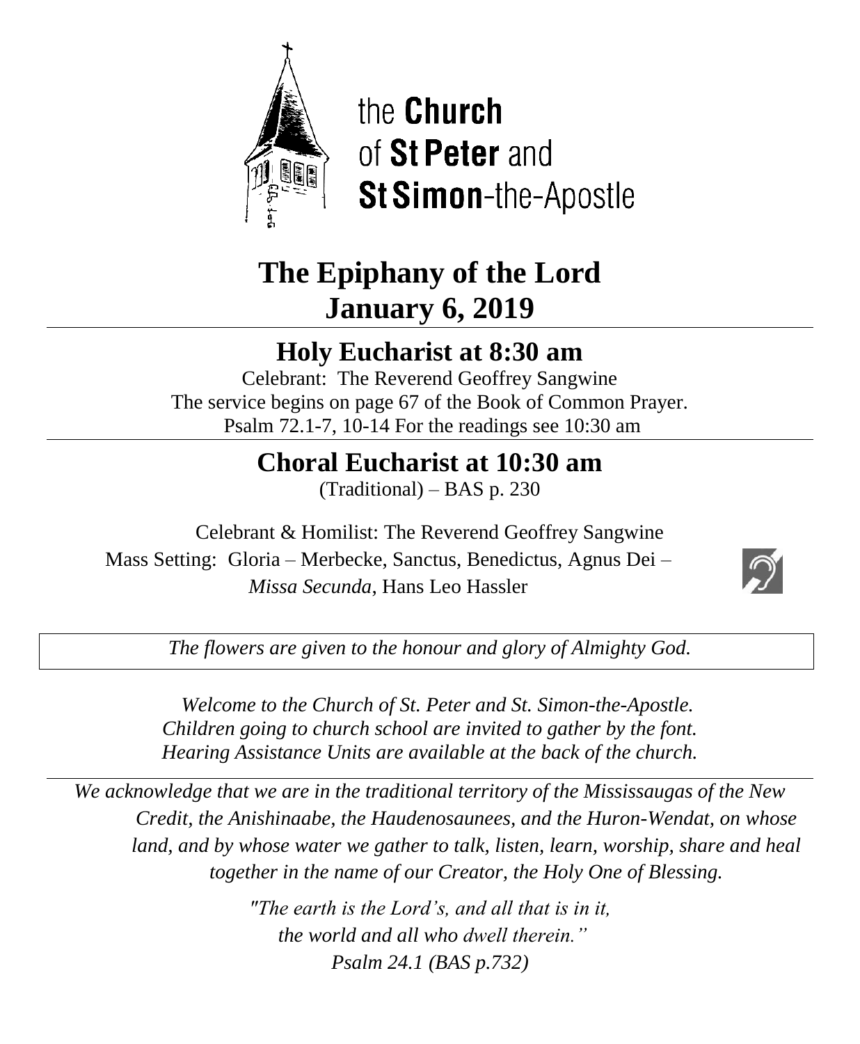the **Church**
of **St Peter** and
**St Simon**-the-Apostle

# The Epiphany of the Lord
# January 6, 2019

## Holy Eucharist at 8:30 am

Celebrant: The Reverend Geoffrey Sangwine
The service begins on page 67 of the Book of Common Prayer.
Psalm 72.1-7, 10-14 For the readings see 10:30 am

## Choral Eucharist at 10:30 am

(Traditional) – BAS p. 230

Celebrant & Homilist: The Reverend Geoffrey Sangwine
Mass Setting: Gloria – Merbecke, Sanctus, Benedictus, Agnus Dei – *Missa Secunda*, Hans Leo Hassler

*The flowers are given to the honour and glory of Almighty God.*

*Welcome to the Church of St. Peter and St. Simon-the-Apostle.*
*Children going to church school are invited to gather by the font.*
*Hearing Assistance Units are available at the back of the church.*

*We acknowledge that we are in the traditional territory of the Mississaugas of the New Credit, the Anishinaabe, the Haudenosaunees, and the Huron-Wendat, on whose land, and by whose water we gather to talk, listen, learn, worship, share and heal together in the name of our Creator, the Holy One of Blessing.*

*"The earth is the Lord's, and all that is in it,*
*the world and all who dwell therein."*
*Psalm 24.1 (BAS p.732)*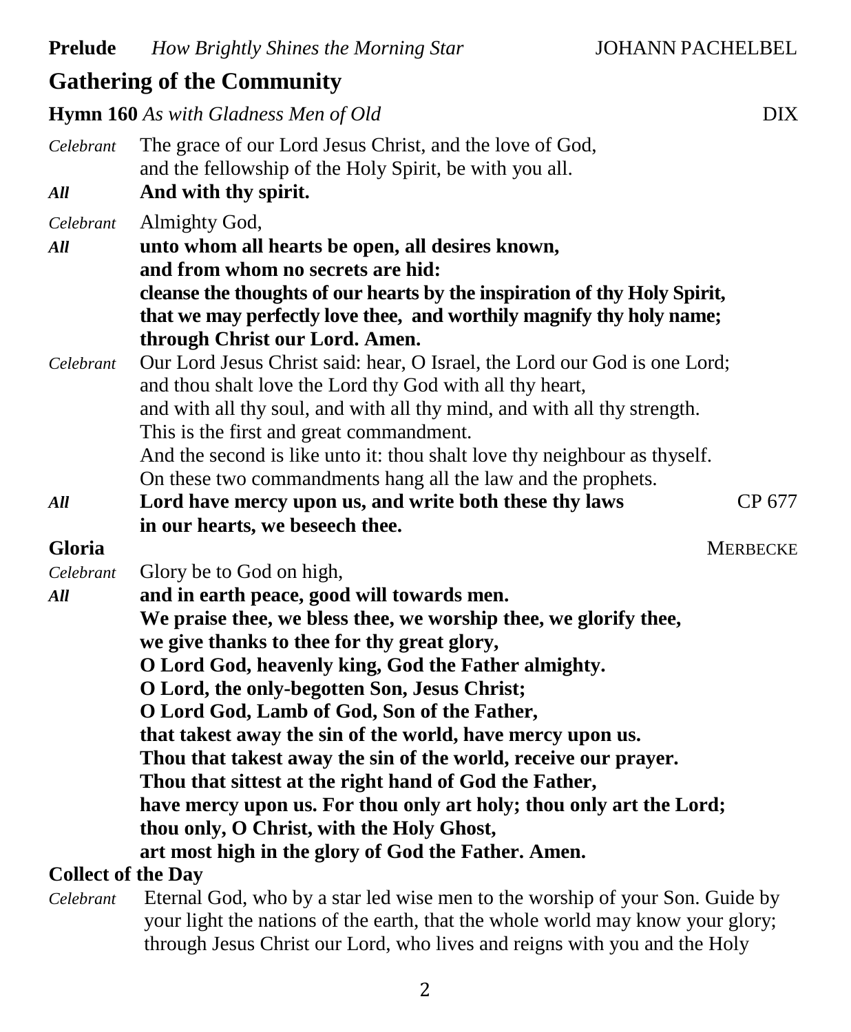**Prelude** *How Brightly Shines the Morning Star* JOHANN PACHELBEL

## Gathering of the Community

**Hymn 160** *As with Gladness Men of Old* DIX

*Celebrant* The grace of our Lord Jesus Christ, and the love of God, and the fellowship of the Holy Spirit, be with you all.

***All*** **And with thy spirit.**

*Celebrant* Almighty God,

***All*** **unto whom all hearts be open, all desires known, and from whom no secrets are hid: cleanse the thoughts of our hearts by the inspiration of thy Holy Spirit, that we may perfectly love thee, and worthily magnify thy holy name; through Christ our Lord. Amen.**

*Celebrant* Our Lord Jesus Christ said: hear, O Israel, the Lord our God is one Lord; and thou shalt love the Lord thy God with all thy heart, and with all thy soul, and with all thy mind, and with all thy strength. This is the first and great commandment. And the second is like unto it: thou shalt love thy neighbour as thyself. On these two commandments hang all the law and the prophets.

***All*** **Lord have mercy upon us, and write both these thy laws in our hearts, we beseech thee.** CP 677

**Gloria** MERBECKE

*Celebrant* Glory be to God on high,

***All*** **and in earth peace, good will towards men. We praise thee, we bless thee, we worship thee, we glorify thee, we give thanks to thee for thy great glory, O Lord God, heavenly king, God the Father almighty. O Lord, the only-begotten Son, Jesus Christ; O Lord God, Lamb of God, Son of the Father, that takest away the sin of the world, have mercy upon us. Thou that takest away the sin of the world, receive our prayer. Thou that sittest at the right hand of God the Father, have mercy upon us. For thou only art holy; thou only art the Lord; thou only, O Christ, with the Holy Ghost, art most high in the glory of God the Father. Amen.**

**Collect of the Day**

*Celebrant* Eternal God, who by a star led wise men to the worship of your Son. Guide by your light the nations of the earth, that the whole world may know your glory; through Jesus Christ our Lord, who lives and reigns with you and the Holy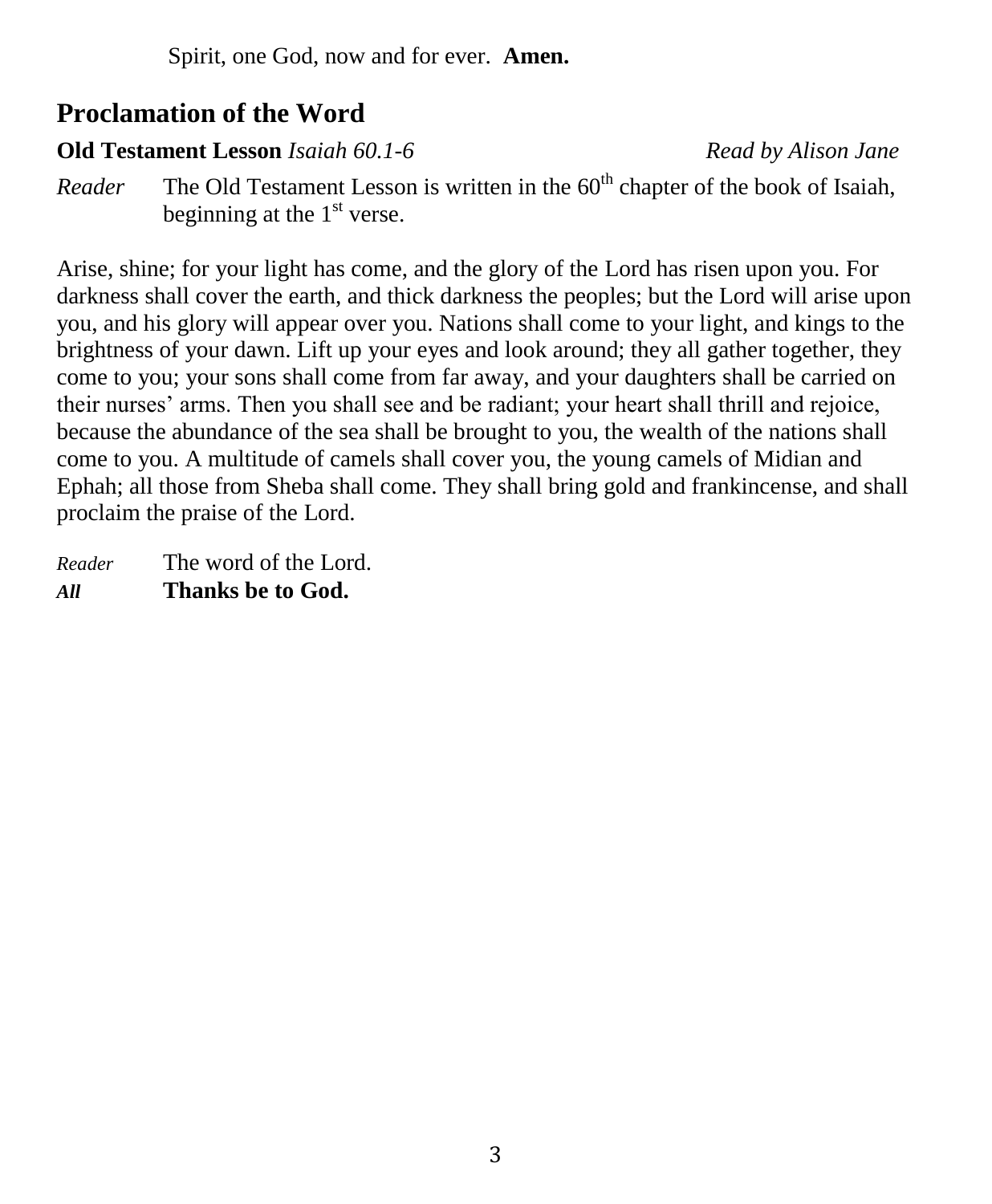Spirit, one God, now and for ever. **Amen.**

## Proclamation of the Word

**Old Testament Lesson** *Isaiah 60.1-6* *Read by Alison Jane*

*Reader* The Old Testament Lesson is written in the 60th chapter of the book of Isaiah, beginning at the 1st verse.

Arise, shine; for your light has come, and the glory of the Lord has risen upon you. For darkness shall cover the earth, and thick darkness the peoples; but the Lord will arise upon you, and his glory will appear over you. Nations shall come to your light, and kings to the brightness of your dawn. Lift up your eyes and look around; they all gather together, they come to you; your sons shall come from far away, and your daughters shall be carried on their nurses' arms. Then you shall see and be radiant; your heart shall thrill and rejoice, because the abundance of the sea shall be brought to you, the wealth of the nations shall come to you. A multitude of camels shall cover you, the young camels of Midian and Ephah; all those from Sheba shall come. They shall bring gold and frankincense, and shall proclaim the praise of the Lord.

*Reader* The word of the Lord.
***All*** **Thanks be to God.**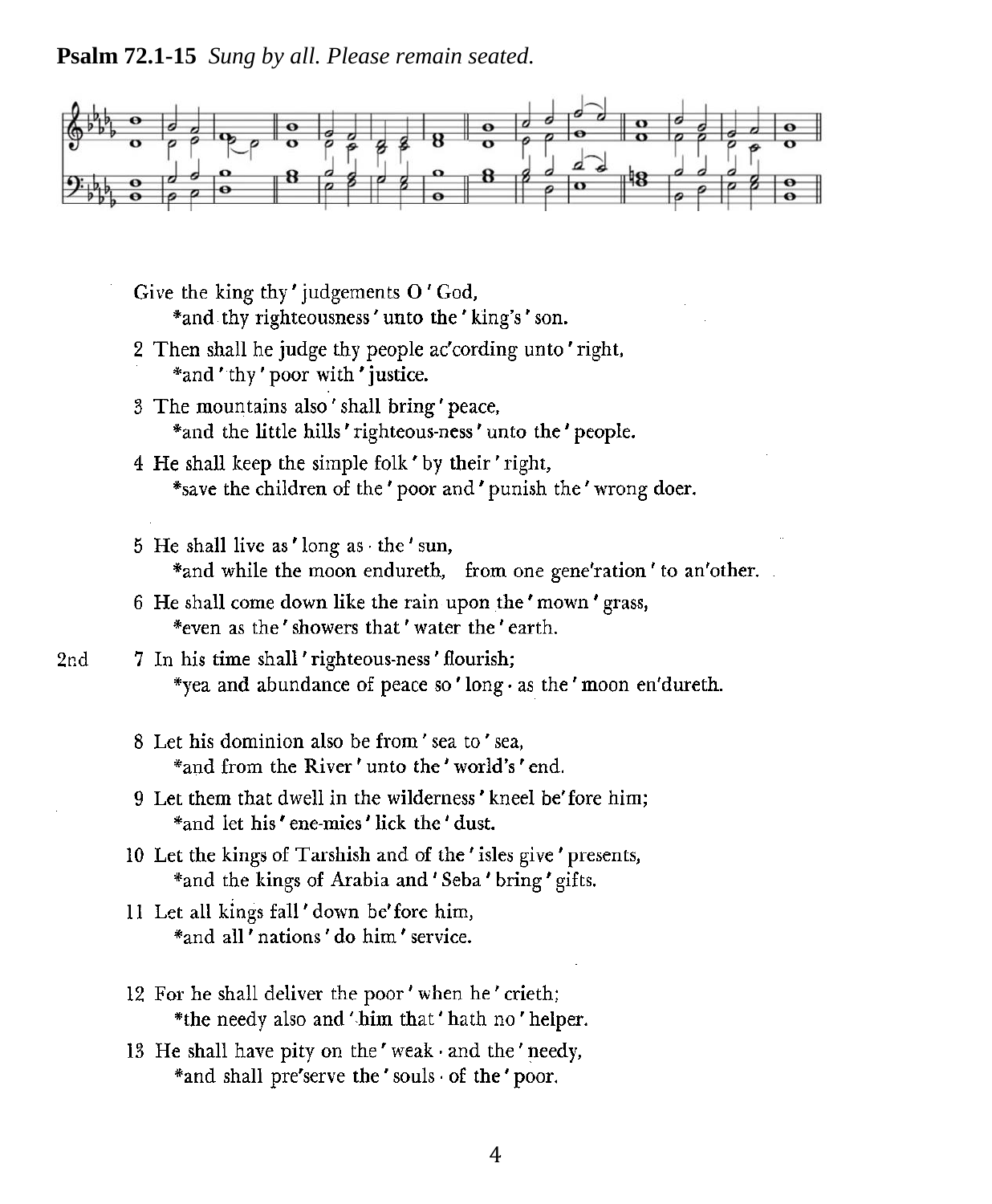**Psalm 72.1-15** *Sung by all. Please remain seated.*

Give the king thy ' judgements O ' God,
*and thy righteousness ' unto the ' king's ' son.

2 Then shall he judge thy people ac'cording unto ' right,
*and ' thy ' poor with ' justice.

3 The mountains also ' shall bring ' peace,
*and the little hills ' righteous-ness ' unto the ' people.

4 He shall keep the simple folk ' by their ' right,
*save the children of the ' poor and ' punish the ' wrong doer.

5 He shall live as ' long as · the ' sun,
*and while the moon endureth, from one gene'ration ' to an'other.

6 He shall come down like the rain upon the ' mown ' grass,
*even as the ' showers that ' water the ' earth.

2nd 7 In his time shall ' righteous-ness ' flourish;
*yea and abundance of peace so ' long · as the ' moon en'dureth.

8 Let his dominion also be from ' sea to ' sea,
*and from the River ' unto the ' world's ' end.

9 Let them that dwell in the wilderness ' kneel be'fore him;
*and let his ' ene-mies ' lick the ' dust.

10 Let the kings of Tarshish and of the ' isles give ' presents,
*and the kings of Arabia and ' Seba ' bring ' gifts.

11 Let all kings fall ' down be'fore him,
*and all ' nations ' do him ' service.

12 For he shall deliver the poor ' when he ' crieth;
*the needy also and ' him that ' hath no ' helper.

13 He shall have pity on the ' weak · and the ' needy,
*and shall pre'serve the ' souls · of the ' poor.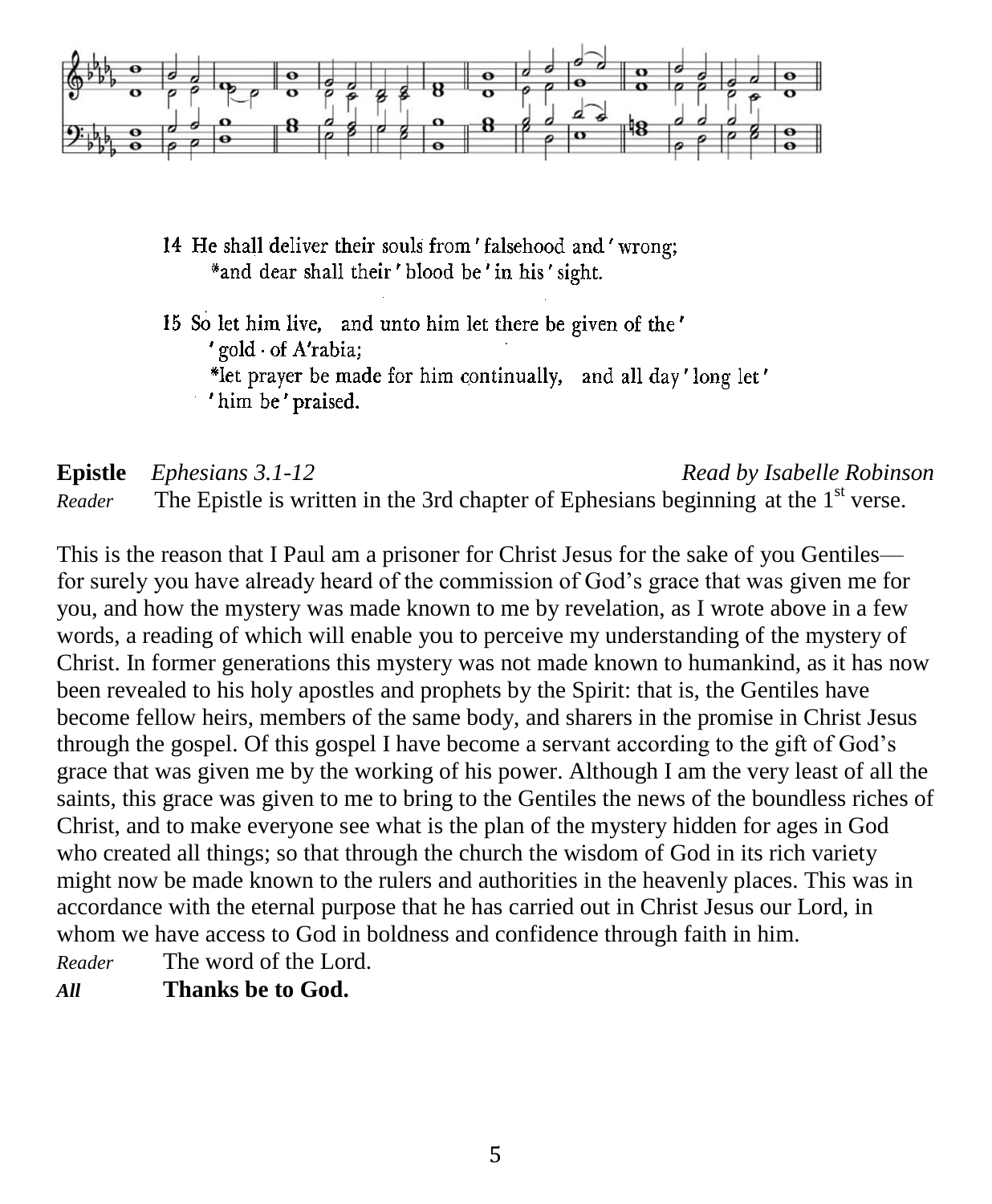14 He shall deliver their souls from ' falsehood and ' wrong;
  *and dear shall their ' blood be ' in his ' sight.

15 So let him live, and unto him let there be given of the '
  ' gold · of A'rabia;
  *let prayer be made for him continually, and all day ' long let '
  ' him be ' praised.

**Epistle** *Ephesians 3.1-12* *Read by Isabelle Robinson*

*Reader* The Epistle is written in the 3rd chapter of Ephesians beginning at the 1st verse.

This is the reason that I Paul am a prisoner for Christ Jesus for the sake of you Gentiles—for surely you have already heard of the commission of God's grace that was given me for you, and how the mystery was made known to me by revelation, as I wrote above in a few words, a reading of which will enable you to perceive my understanding of the mystery of Christ. In former generations this mystery was not made known to humankind, as it has now been revealed to his holy apostles and prophets by the Spirit: that is, the Gentiles have become fellow heirs, members of the same body, and sharers in the promise in Christ Jesus through the gospel. Of this gospel I have become a servant according to the gift of God's grace that was given me by the working of his power. Although I am the very least of all the saints, this grace was given to me to bring to the Gentiles the news of the boundless riches of Christ, and to make everyone see what is the plan of the mystery hidden for ages in God who created all things; so that through the church the wisdom of God in its rich variety might now be made known to the rulers and authorities in the heavenly places. This was in accordance with the eternal purpose that he has carried out in Christ Jesus our Lord, in whom we have access to God in boldness and confidence through faith in him.

*Reader* The word of the Lord.

***All*** **Thanks be to God.**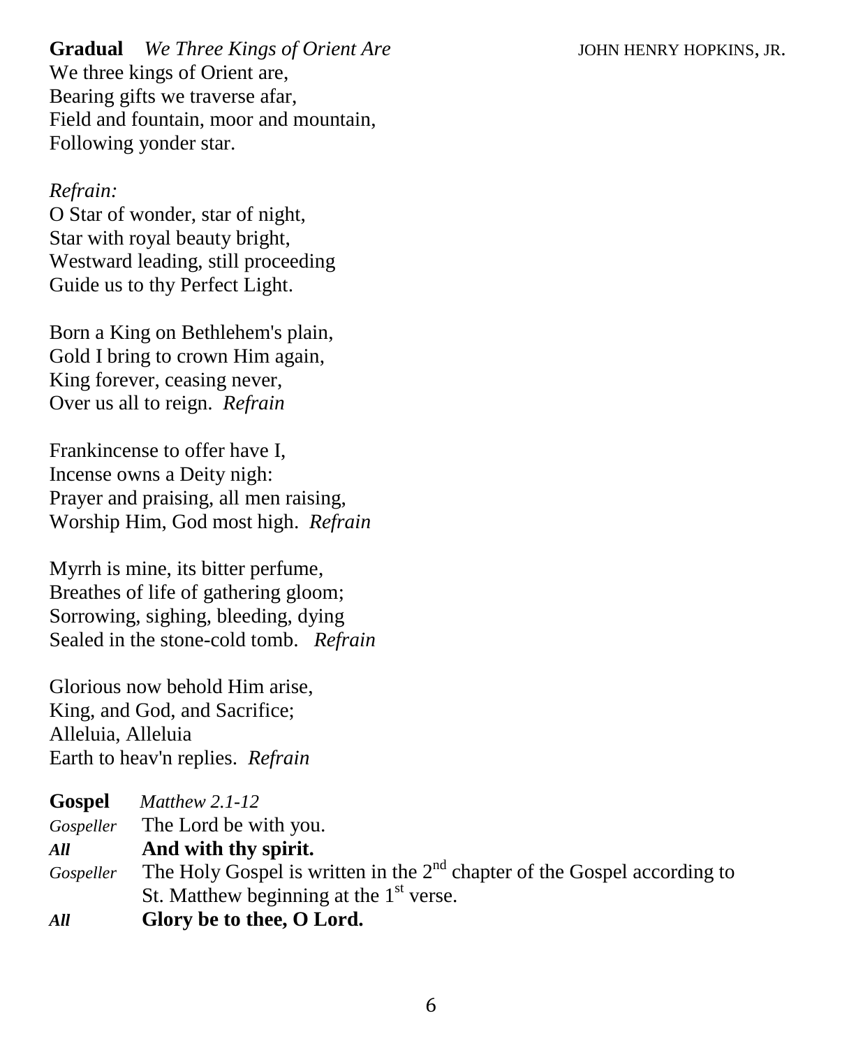**Gradual** *We Three Kings of Orient Are* JOHN HENRY HOPKINS, JR.

We three kings of Orient are,
Bearing gifts we traverse afar,
Field and fountain, moor and mountain,
Following yonder star.

*Refrain:*
O Star of wonder, star of night,
Star with royal beauty bright,
Westward leading, still proceeding
Guide us to thy Perfect Light.

Born a King on Bethlehem's plain,
Gold I bring to crown Him again,
King forever, ceasing never,
Over us all to reign. *Refrain*

Frankincense to offer have I,
Incense owns a Deity nigh:
Prayer and praising, all men raising,
Worship Him, God most high. *Refrain*

Myrrh is mine, its bitter perfume,
Breathes of life of gathering gloom;
Sorrowing, sighing, bleeding, dying
Sealed in the stone-cold tomb. *Refrain*

Glorious now behold Him arise,
King, and God, and Sacrifice;
Alleluia, Alleluia
Earth to heav'n replies. *Refrain*

**Gospel** *Matthew 2.1-12*

*Gospeller* The Lord be with you.
***All*** **And with thy spirit.**
*Gospeller* The Holy Gospel is written in the 2nd chapter of the Gospel according to St. Matthew beginning at the 1st verse.
***All*** **Glory be to thee, O Lord.**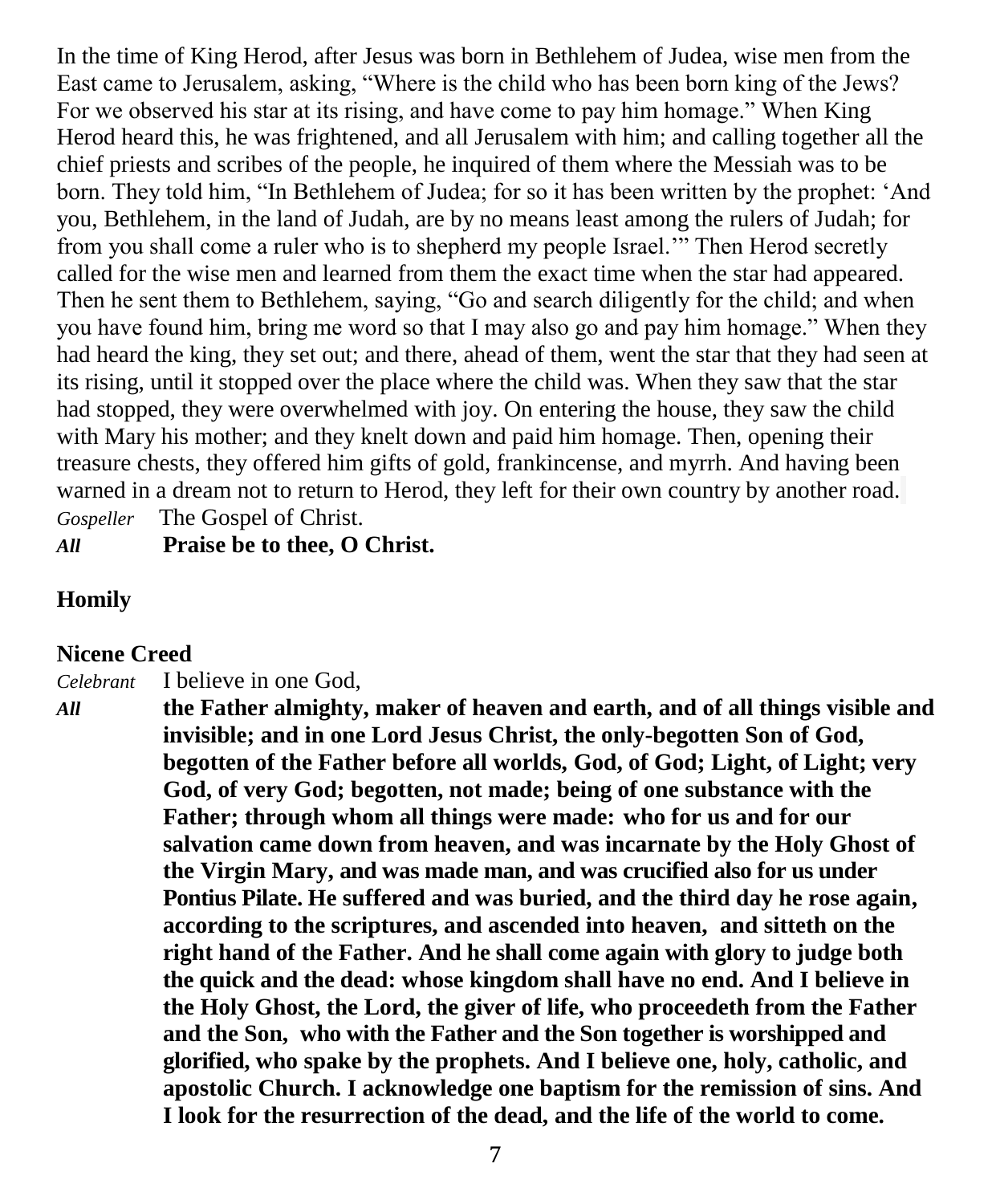In the time of King Herod, after Jesus was born in Bethlehem of Judea, wise men from the East came to Jerusalem, asking, "Where is the child who has been born king of the Jews? For we observed his star at its rising, and have come to pay him homage." When King Herod heard this, he was frightened, and all Jerusalem with him; and calling together all the chief priests and scribes of the people, he inquired of them where the Messiah was to be born. They told him, "In Bethlehem of Judea; for so it has been written by the prophet: 'And you, Bethlehem, in the land of Judah, are by no means least among the rulers of Judah; for from you shall come a ruler who is to shepherd my people Israel.'" Then Herod secretly called for the wise men and learned from them the exact time when the star had appeared. Then he sent them to Bethlehem, saying, "Go and search diligently for the child; and when you have found him, bring me word so that I may also go and pay him homage." When they had heard the king, they set out; and there, ahead of them, went the star that they had seen at its rising, until it stopped over the place where the child was. When they saw that the star had stopped, they were overwhelmed with joy. On entering the house, they saw the child with Mary his mother; and they knelt down and paid him homage. Then, opening their treasure chests, they offered him gifts of gold, frankincense, and myrrh. And having been warned in a dream not to return to Herod, they left for their own country by another road.

*Gospeller* The Gospel of Christ.

***All*** **Praise be to thee, O Christ.**

**Homily**

**Nicene Creed**

*Celebrant* I believe in one God,

***All*** **the Father almighty, maker of heaven and earth, and of all things visible and invisible; and in one Lord Jesus Christ, the only-begotten Son of God, begotten of the Father before all worlds, God, of God; Light, of Light; very God, of very God; begotten, not made; being of one substance with the Father; through whom all things were made: who for us and for our salvation came down from heaven, and was incarnate by the Holy Ghost of the Virgin Mary, and was made man, and was crucified also for us under Pontius Pilate. He suffered and was buried, and the third day he rose again, according to the scriptures, and ascended into heaven, and sitteth on the right hand of the Father. And he shall come again with glory to judge both the quick and the dead: whose kingdom shall have no end. And I believe in the Holy Ghost, the Lord, the giver of life, who proceedeth from the Father and the Son, who with the Father and the Son together is worshipped and glorified, who spake by the prophets. And I believe one, holy, catholic, and apostolic Church. I acknowledge one baptism for the remission of sins. And I look for the resurrection of the dead, and the life of the world to come.**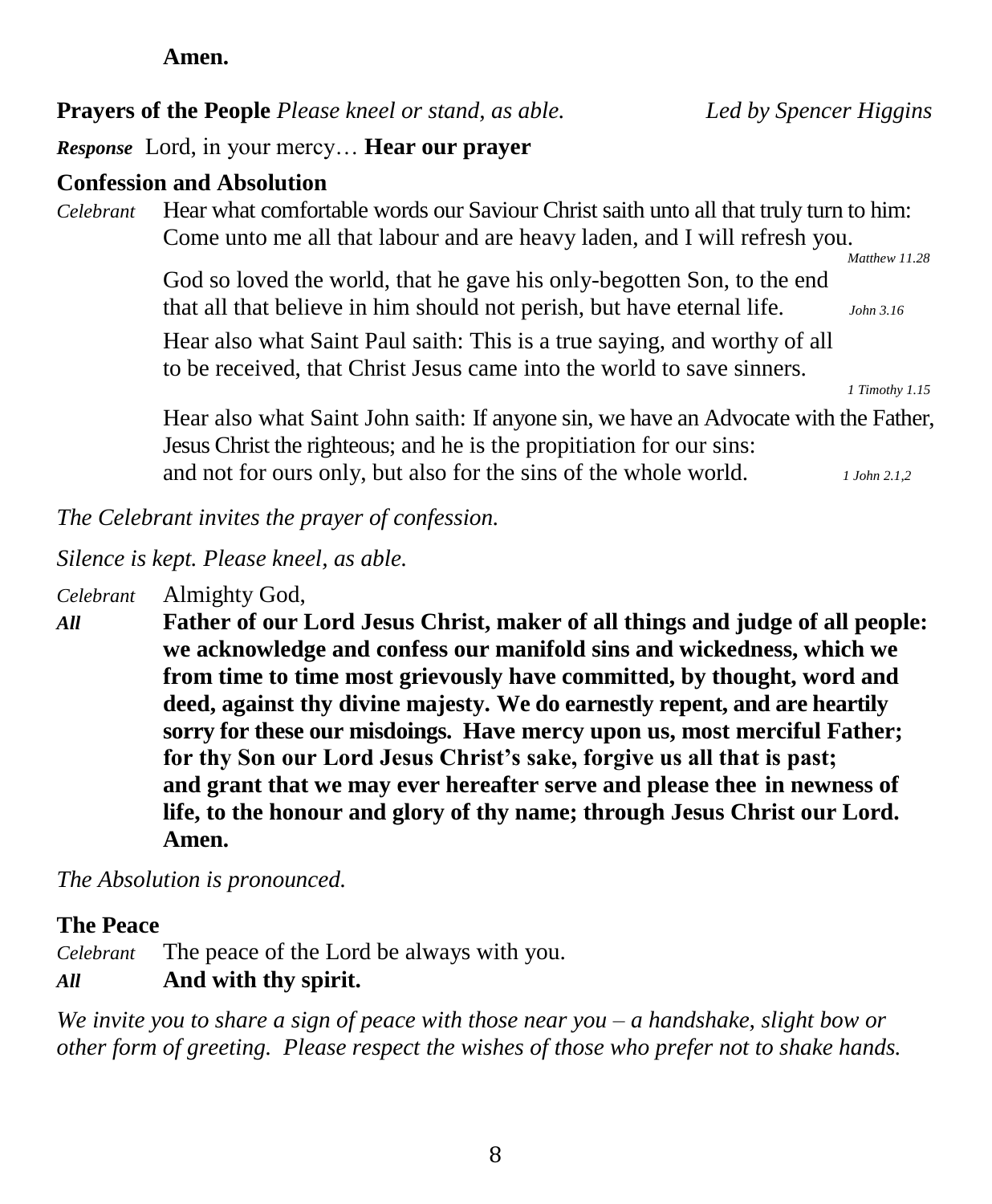**Amen.**

**Prayers of the People** *Please kneel or stand, as able.* *Led by Spencer Higgins*

***Response*** Lord, in your mercy… **Hear our prayer**

**Confession and Absolution**

*Celebrant* Hear what comfortable words our Saviour Christ saith unto all that truly turn to him: Come unto me all that labour and are heavy laden, and I will refresh you. *Matthew 11.28*

God so loved the world, that he gave his only-begotten Son, to the end that all that believe in him should not perish, but have eternal life. *John 3.16*

Hear also what Saint Paul saith: This is a true saying, and worthy of all to be received, that Christ Jesus came into the world to save sinners. *1 Timothy 1.15*

Hear also what Saint John saith: If anyone sin, we have an Advocate with the Father, Jesus Christ the righteous; and he is the propitiation for our sins: and not for ours only, but also for the sins of the whole world. *1 John 2.1,2*

*The Celebrant invites the prayer of confession.*

*Silence is kept. Please kneel, as able.*

*Celebrant* Almighty God,

***All*** **Father of our Lord Jesus Christ, maker of all things and judge of all people: we acknowledge and confess our manifold sins and wickedness, which we from time to time most grievously have committed, by thought, word and deed, against thy divine majesty. We do earnestly repent, and are heartily sorry for these our misdoings. Have mercy upon us, most merciful Father; for thy Son our Lord Jesus Christ's sake, forgive us all that is past; and grant that we may ever hereafter serve and please thee in newness of life, to the honour and glory of thy name; through Jesus Christ our Lord. Amen.**

*The Absolution is pronounced.*

**The Peace**

*Celebrant* The peace of the Lord be always with you.

***All*** **And with thy spirit.**

*We invite you to share a sign of peace with those near you – a handshake, slight bow or other form of greeting. Please respect the wishes of those who prefer not to shake hands.*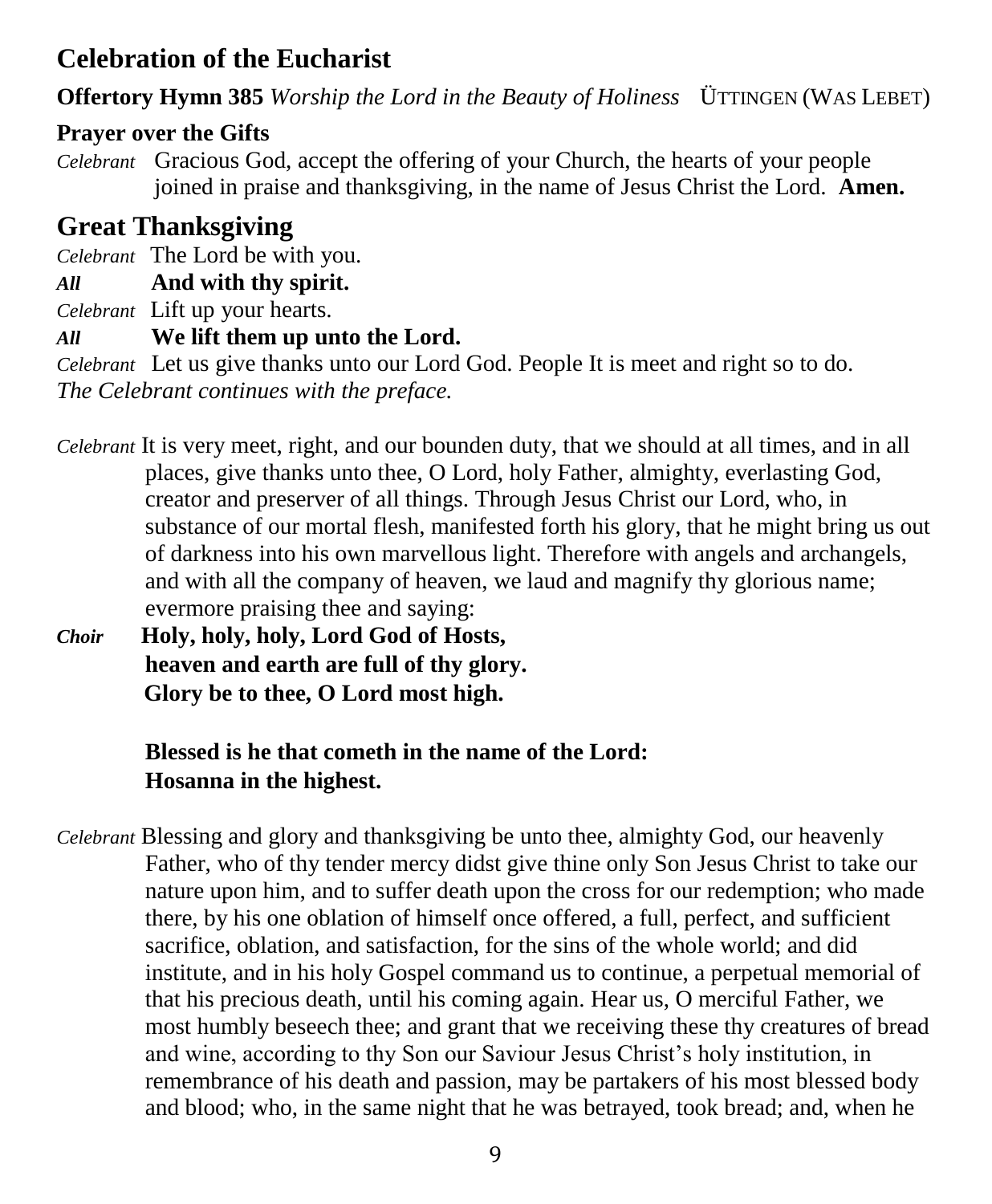## Celebration of the Eucharist

**Offertory Hymn 385** *Worship the Lord in the Beauty of Holiness* ÜTTINGEN (WAS LEBET)

**Prayer over the Gifts**

*Celebrant* Gracious God, accept the offering of your Church, the hearts of your people joined in praise and thanksgiving, in the name of Jesus Christ the Lord. **Amen.**

## Great Thanksgiving

*Celebrant* The Lord be with you.

***All*** **And with thy spirit.**

*Celebrant* Lift up your hearts.

***All*** **We lift them up unto the Lord.**

*Celebrant* Let us give thanks unto our Lord God. People It is meet and right so to do.

*The Celebrant continues with the preface.*

*Celebrant* It is very meet, right, and our bounden duty, that we should at all times, and in all places, give thanks unto thee, O Lord, holy Father, almighty, everlasting God, creator and preserver of all things. Through Jesus Christ our Lord, who, in substance of our mortal flesh, manifested forth his glory, that he might bring us out of darkness into his own marvellous light. Therefore with angels and archangels, and with all the company of heaven, we laud and magnify thy glorious name; evermore praising thee and saying:

***Choir*** **Holy, holy, holy, Lord God of Hosts,**
**heaven and earth are full of thy glory.**
**Glory be to thee, O Lord most high.**

**Blessed is he that cometh in the name of the Lord:**
**Hosanna in the highest.**

*Celebrant* Blessing and glory and thanksgiving be unto thee, almighty God, our heavenly Father, who of thy tender mercy didst give thine only Son Jesus Christ to take our nature upon him, and to suffer death upon the cross for our redemption; who made there, by his one oblation of himself once offered, a full, perfect, and sufficient sacrifice, oblation, and satisfaction, for the sins of the whole world; and did institute, and in his holy Gospel command us to continue, a perpetual memorial of that his precious death, until his coming again. Hear us, O merciful Father, we most humbly beseech thee; and grant that we receiving these thy creatures of bread and wine, according to thy Son our Saviour Jesus Christ's holy institution, in remembrance of his death and passion, may be partakers of his most blessed body and blood; who, in the same night that he was betrayed, took bread; and, when he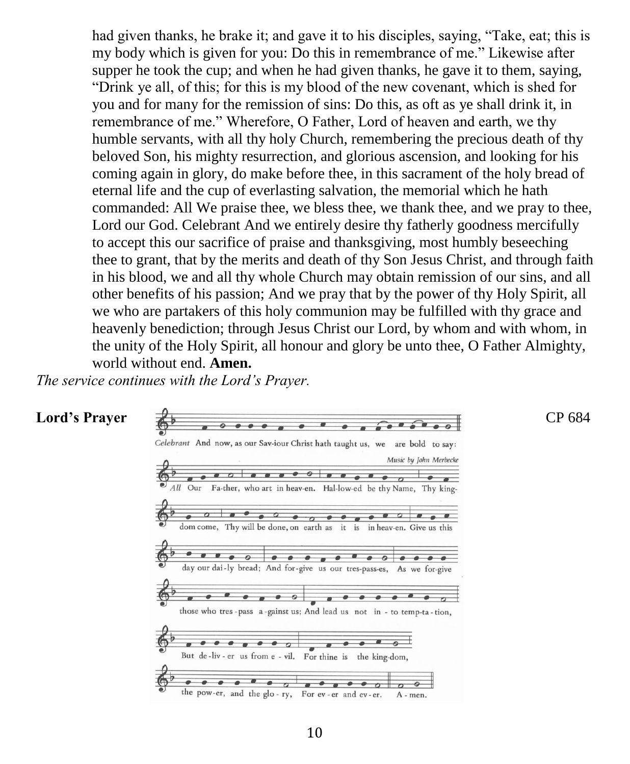had given thanks, he brake it; and gave it to his disciples, saying, "Take, eat; this is my body which is given for you: Do this in remembrance of me." Likewise after supper he took the cup; and when he had given thanks, he gave it to them, saying, "Drink ye all, of this; for this is my blood of the new covenant, which is shed for you and for many for the remission of sins: Do this, as oft as ye shall drink it, in remembrance of me." Wherefore, O Father, Lord of heaven and earth, we thy humble servants, with all thy holy Church, remembering the precious death of thy beloved Son, his mighty resurrection, and glorious ascension, and looking for his coming again in glory, do make before thee, in this sacrament of the holy bread of eternal life and the cup of everlasting salvation, the memorial which he hath commanded: All We praise thee, we bless thee, we thank thee, and we pray to thee, Lord our God. Celebrant And we entirely desire thy fatherly goodness mercifully to accept this our sacrifice of praise and thanksgiving, most humbly beseeching thee to grant, that by the merits and death of thy Son Jesus Christ, and through faith in his blood, we and all thy whole Church may obtain remission of our sins, and all other benefits of his passion; And we pray that by the power of thy Holy Spirit, all we who are partakers of this holy communion may be fulfilled with thy grace and heavenly benediction; through Jesus Christ our Lord, by whom and with whom, in the unity of the Holy Spirit, all honour and glory be unto thee, O Father Almighty, world without end. **Amen.**

*The service continues with the Lord's Prayer.*

**Lord's Prayer** CP 684

*Celebrant* And now, as our Sav-iour Christ hath taught us, we are bold to say:

Music by John Merbecke

*All* Our Fa-ther, who art in heav-en. Hal-low-ed be thy Name, Thy king-dom come, Thy will be done, on earth as it is in heav-en. Give us this day our dai-ly bread; And for-give us our tres-pass-es, As we for-give those who tres-pass a-gainst us; And lead us not in-to temp-ta-tion, But de-liv-er us from e-vil. For thine is the king-dom, the pow-er, and the glo-ry, For ev-er and ev-er. A-men.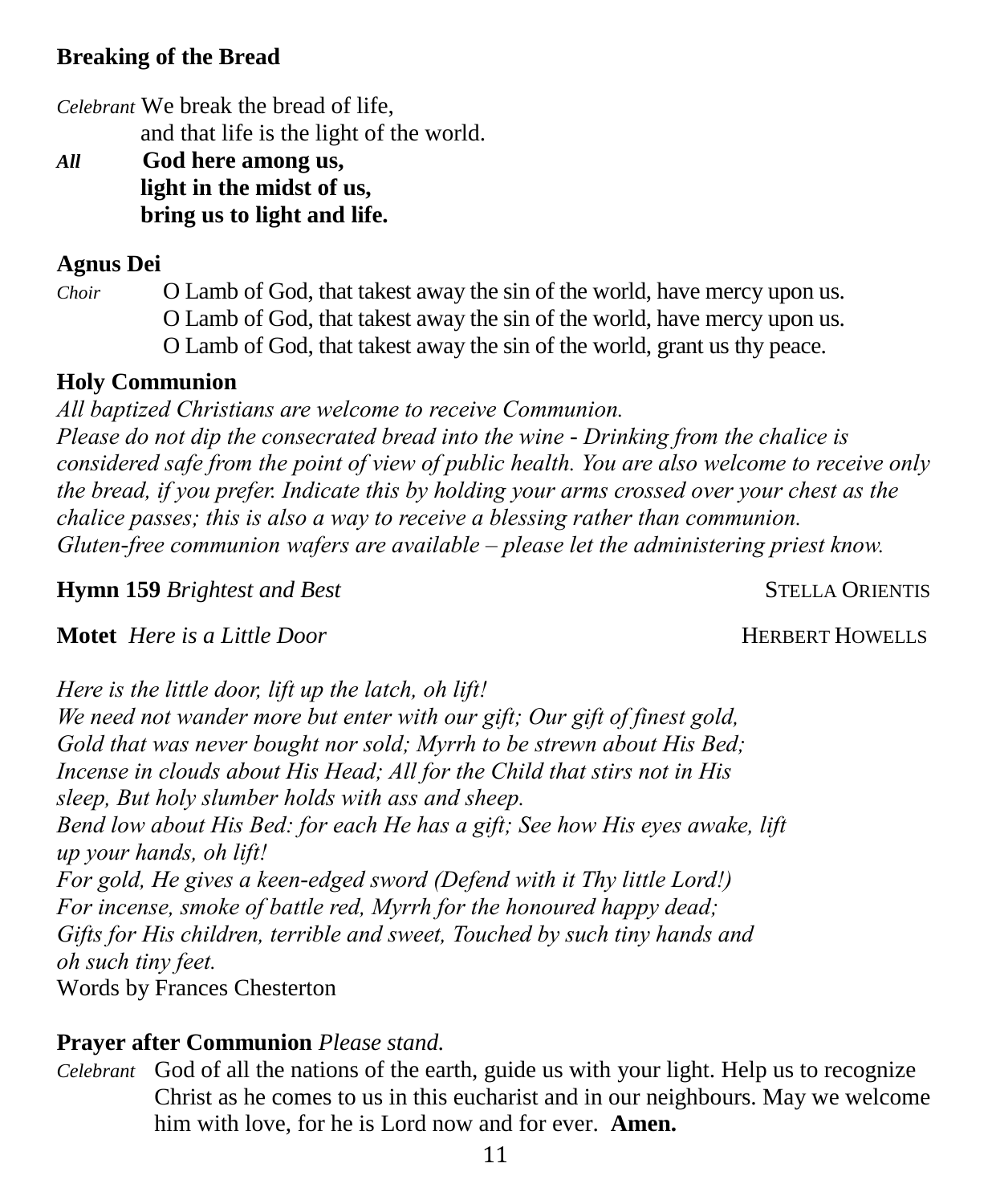**Breaking of the Bread**

*Celebrant* We break the bread of life,
and that life is the light of the world.

***All*** **God here among us,**
**light in the midst of us,**
**bring us to light and life.**

**Agnus Dei**

*Choir* O Lamb of God, that takest away the sin of the world, have mercy upon us.
O Lamb of God, that takest away the sin of the world, have mercy upon us.
O Lamb of God, that takest away the sin of the world, grant us thy peace.

**Holy Communion**

*All baptized Christians are welcome to receive Communion.*
*Please do not dip the consecrated bread into the wine - Drinking from the chalice is considered safe from the point of view of public health. You are also welcome to receive only the bread, if you prefer. Indicate this by holding your arms crossed over your chest as the chalice passes; this is also a way to receive a blessing rather than communion.*
*Gluten-free communion wafers are available – please let the administering priest know.*

**Hymn 159** *Brightest and Best* STELLA ORIENTIS

**Motet** *Here is a Little Door* HERBERT HOWELLS

*Here is the little door, lift up the latch, oh lift!*
*We need not wander more but enter with our gift; Our gift of finest gold,*
*Gold that was never bought nor sold; Myrrh to be strewn about His Bed;*
*Incense in clouds about His Head; All for the Child that stirs not in His sleep, But holy slumber holds with ass and sheep.*
*Bend low about His Bed: for each He has a gift; See how His eyes awake, lift up your hands, oh lift!*
*For gold, He gives a keen-edged sword (Defend with it Thy little Lord!)*
*For incense, smoke of battle red, Myrrh for the honoured happy dead;*
*Gifts for His children, terrible and sweet, Touched by such tiny hands and oh such tiny feet.*
Words by Frances Chesterton

**Prayer after Communion** *Please stand.*

*Celebrant* God of all the nations of the earth, guide us with your light. Help us to recognize Christ as he comes to us in this eucharist and in our neighbours. May we welcome him with love, for he is Lord now and for ever. **Amen.**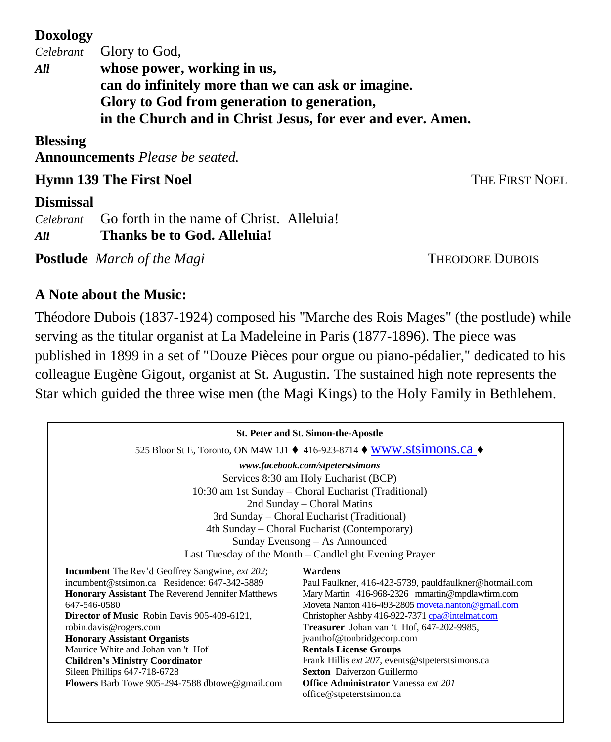**Doxology**

*Celebrant* Glory to God,

***All*** **whose power, working in us,**
**can do infinitely more than we can ask or imagine.**
**Glory to God from generation to generation,**
**in the Church and in Christ Jesus, for ever and ever. Amen.**

**Blessing**

**Announcements** *Please be seated.*

**Hymn 139 The First Noel** THE FIRST NOEL

**Dismissal**

*Celebrant* Go forth in the name of Christ. Alleluia!

***All*** **Thanks be to God. Alleluia!**

**Postlude** *March of the Magi* THEODORE DUBOIS

**A Note about the Music:**

Théodore Dubois (1837-1924) composed his "Marche des Rois Mages" (the postlude) while serving as the titular organist at La Madeleine in Paris (1877-1896). The piece was published in 1899 in a set of "Douze Pièces pour orgue ou piano-pédalier," dedicated to his colleague Eugène Gigout, organist at St. Augustin. The sustained high note represents the Star which guided the three wise men (the Magi Kings) to the Holy Family in Bethlehem.

**St. Peter and St. Simon-the-Apostle**

525 Bloor St E, Toronto, ON M4W 1J1 ♦ 416-923-8714 ♦ www.stsimons.ca ♦

***www.facebook.com/stpeterstsimons***

Services 8:30 am Holy Eucharist (BCP)
10:30 am 1st Sunday – Choral Eucharist (Traditional)
2nd Sunday – Choral Matins
3rd Sunday – Choral Eucharist (Traditional)
4th Sunday – Choral Eucharist (Contemporary)
Sunday Evensong – As Announced
Last Tuesday of the Month – Candlelight Evening Prayer

**Incumbent** The Rev'd Geoffrey Sangwine, *ext 202*; incumbent@stsimon.ca Residence: 647-342-5889
**Honorary Assistant** The Reverend Jennifer Matthews 647-546-0580
**Director of Music** Robin Davis 905-409-6121, robin.davis@rogers.com
**Honorary Assistant Organists**
Maurice White and Johan van 't Hof
**Children's Ministry Coordinator**
Sileen Phillips 647-718-6728
**Flowers** Barb Towe 905-294-7588 dbtowe@gmail.com

**Wardens**
Paul Faulkner, 416-423-5739, pauldfaulkner@hotmail.com
Mary Martin 416-968-2326 mmartin@mpdlawfirm.com
Moveta Nanton 416-493-2805 moveta.nanton@gmail.com
Christopher Ashby 416-922-7371 cpa@intelmat.com
**Treasurer** Johan van 't Hof, 647-202-9985, jvanthof@tonbridgecorp.com
**Rentals License Groups**
Frank Hillis *ext 207*, events@stpeterstsimons.ca
**Sexton** Daiverzon Guillermo
**Office Administrator** Vanessa *ext 201*
office@stpeterstsimon.ca